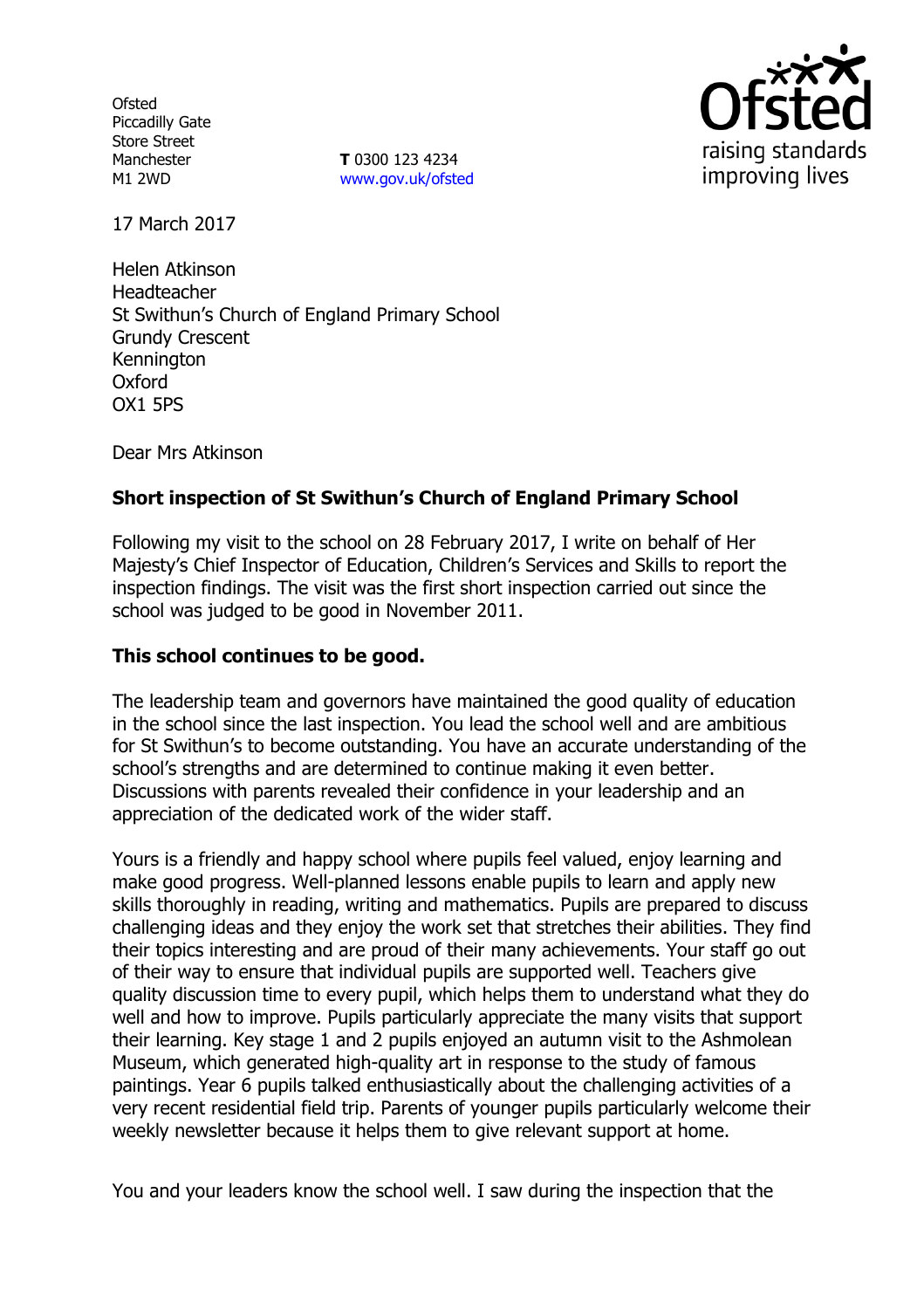Ofsted
Piccadilly Gate
Store Street
Manchester
M1 2WD

**T** 0300 123 4234
www.gov.uk/ofsted

17 March 2017

Helen Atkinson
Headteacher
St Swithun's Church of England Primary School
Grundy Crescent
Kennington
Oxford
OX1 5PS

Dear Mrs Atkinson

**Short inspection of St Swithun's Church of England Primary School**

Following my visit to the school on 28 February 2017, I write on behalf of Her Majesty's Chief Inspector of Education, Children's Services and Skills to report the inspection findings. The visit was the first short inspection carried out since the school was judged to be good in November 2011.

**This school continues to be good.**

The leadership team and governors have maintained the good quality of education in the school since the last inspection. You lead the school well and are ambitious for St Swithun's to become outstanding. You have an accurate understanding of the school's strengths and are determined to continue making it even better. Discussions with parents revealed their confidence in your leadership and an appreciation of the dedicated work of the wider staff.

Yours is a friendly and happy school where pupils feel valued, enjoy learning and make good progress. Well-planned lessons enable pupils to learn and apply new skills thoroughly in reading, writing and mathematics. Pupils are prepared to discuss challenging ideas and they enjoy the work set that stretches their abilities. They find their topics interesting and are proud of their many achievements. Your staff go out of their way to ensure that individual pupils are supported well. Teachers give quality discussion time to every pupil, which helps them to understand what they do well and how to improve. Pupils particularly appreciate the many visits that support their learning. Key stage 1 and 2 pupils enjoyed an autumn visit to the Ashmolean Museum, which generated high-quality art in response to the study of famous paintings. Year 6 pupils talked enthusiastically about the challenging activities of a very recent residential field trip. Parents of younger pupils particularly welcome their weekly newsletter because it helps them to give relevant support at home.

You and your leaders know the school well. I saw during the inspection that the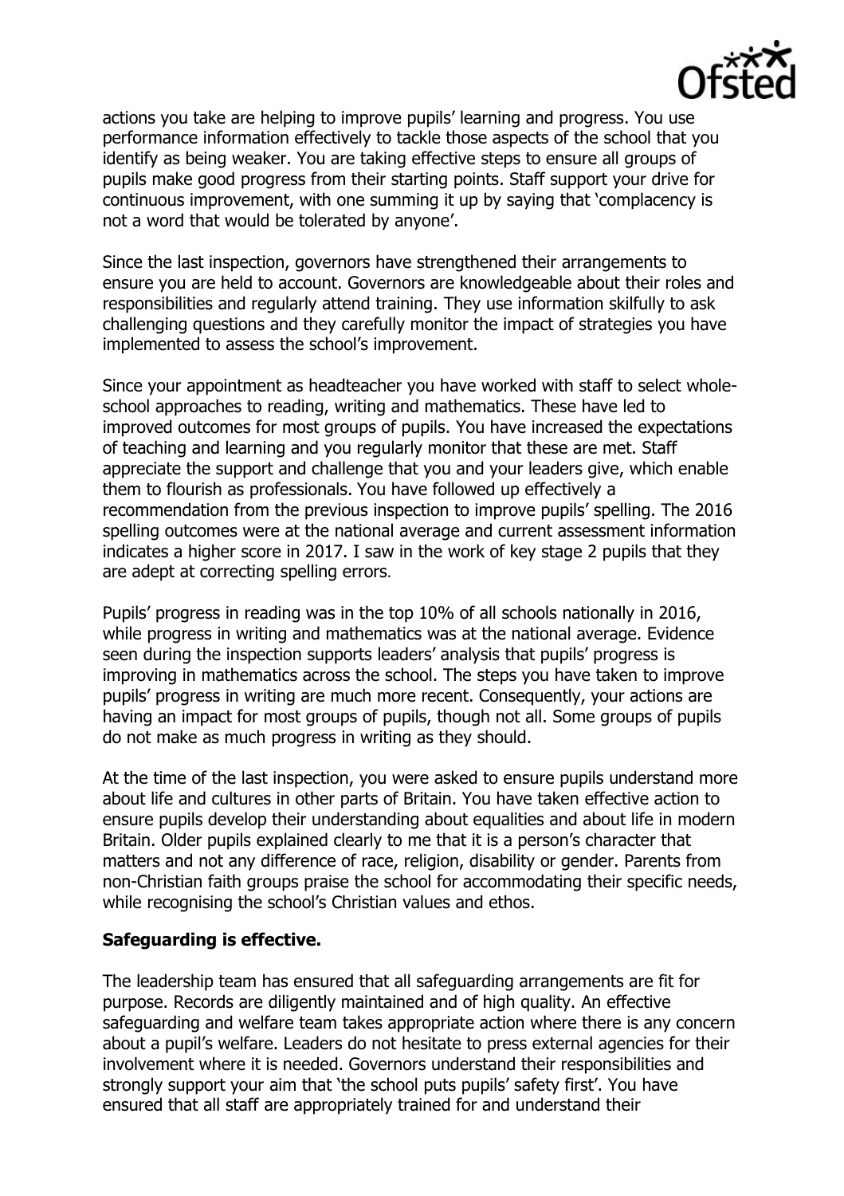actions you take are helping to improve pupils' learning and progress. You use performance information effectively to tackle those aspects of the school that you identify as being weaker. You are taking effective steps to ensure all groups of pupils make good progress from their starting points. Staff support your drive for continuous improvement, with one summing it up by saying that 'complacency is not a word that would be tolerated by anyone'.

Since the last inspection, governors have strengthened their arrangements to ensure you are held to account. Governors are knowledgeable about their roles and responsibilities and regularly attend training. They use information skilfully to ask challenging questions and they carefully monitor the impact of strategies you have implemented to assess the school's improvement.

Since your appointment as headteacher you have worked with staff to select whole-school approaches to reading, writing and mathematics. These have led to improved outcomes for most groups of pupils. You have increased the expectations of teaching and learning and you regularly monitor that these are met. Staff appreciate the support and challenge that you and your leaders give, which enable them to flourish as professionals. You have followed up effectively a recommendation from the previous inspection to improve pupils' spelling. The 2016 spelling outcomes were at the national average and current assessment information indicates a higher score in 2017. I saw in the work of key stage 2 pupils that they are adept at correcting spelling errors.

Pupils' progress in reading was in the top 10% of all schools nationally in 2016, while progress in writing and mathematics was at the national average. Evidence seen during the inspection supports leaders' analysis that pupils' progress is improving in mathematics across the school. The steps you have taken to improve pupils' progress in writing are much more recent. Consequently, your actions are having an impact for most groups of pupils, though not all. Some groups of pupils do not make as much progress in writing as they should.

At the time of the last inspection, you were asked to ensure pupils understand more about life and cultures in other parts of Britain. You have taken effective action to ensure pupils develop their understanding about equalities and about life in modern Britain. Older pupils explained clearly to me that it is a person's character that matters and not any difference of race, religion, disability or gender. Parents from non-Christian faith groups praise the school for accommodating their specific needs, while recognising the school's Christian values and ethos.

**Safeguarding is effective.**

The leadership team has ensured that all safeguarding arrangements are fit for purpose. Records are diligently maintained and of high quality. An effective safeguarding and welfare team takes appropriate action where there is any concern about a pupil's welfare. Leaders do not hesitate to press external agencies for their involvement where it is needed. Governors understand their responsibilities and strongly support your aim that 'the school puts pupils' safety first'. You have ensured that all staff are appropriately trained for and understand their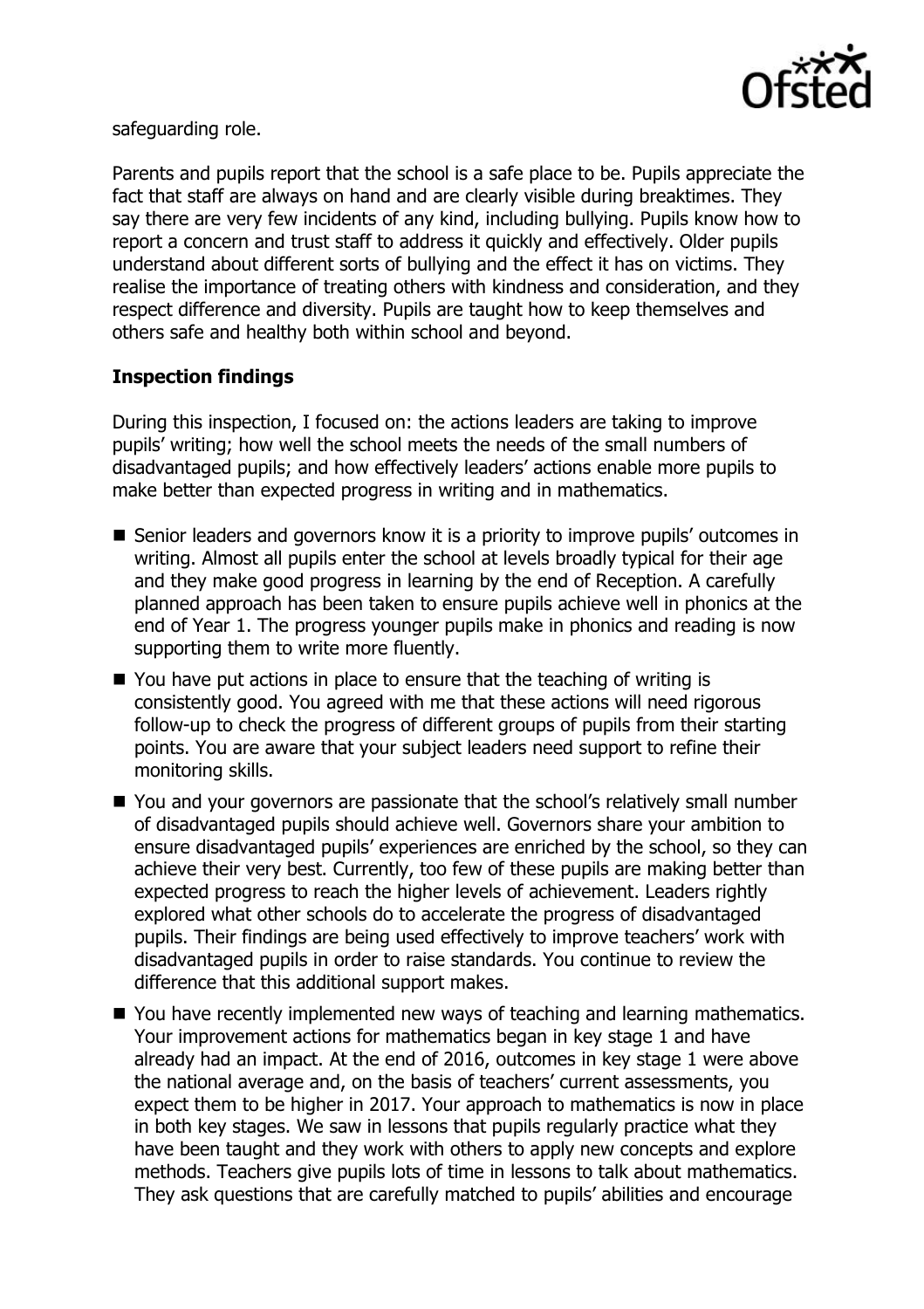safeguarding role.

Parents and pupils report that the school is a safe place to be. Pupils appreciate the fact that staff are always on hand and are clearly visible during breaktimes. They say there are very few incidents of any kind, including bullying. Pupils know how to report a concern and trust staff to address it quickly and effectively. Older pupils understand about different sorts of bullying and the effect it has on victims. They realise the importance of treating others with kindness and consideration, and they respect difference and diversity. Pupils are taught how to keep themselves and others safe and healthy both within school and beyond.

## Inspection findings

During this inspection, I focused on: the actions leaders are taking to improve pupils' writing; how well the school meets the needs of the small numbers of disadvantaged pupils; and how effectively leaders' actions enable more pupils to make better than expected progress in writing and in mathematics.

- Senior leaders and governors know it is a priority to improve pupils' outcomes in writing. Almost all pupils enter the school at levels broadly typical for their age and they make good progress in learning by the end of Reception. A carefully planned approach has been taken to ensure pupils achieve well in phonics at the end of Year 1. The progress younger pupils make in phonics and reading is now supporting them to write more fluently.
- You have put actions in place to ensure that the teaching of writing is consistently good. You agreed with me that these actions will need rigorous follow-up to check the progress of different groups of pupils from their starting points. You are aware that your subject leaders need support to refine their monitoring skills.
- You and your governors are passionate that the school's relatively small number of disadvantaged pupils should achieve well. Governors share your ambition to ensure disadvantaged pupils' experiences are enriched by the school, so they can achieve their very best. Currently, too few of these pupils are making better than expected progress to reach the higher levels of achievement. Leaders rightly explored what other schools do to accelerate the progress of disadvantaged pupils. Their findings are being used effectively to improve teachers' work with disadvantaged pupils in order to raise standards. You continue to review the difference that this additional support makes.
- You have recently implemented new ways of teaching and learning mathematics. Your improvement actions for mathematics began in key stage 1 and have already had an impact. At the end of 2016, outcomes in key stage 1 were above the national average and, on the basis of teachers' current assessments, you expect them to be higher in 2017. Your approach to mathematics is now in place in both key stages. We saw in lessons that pupils regularly practice what they have been taught and they work with others to apply new concepts and explore methods. Teachers give pupils lots of time in lessons to talk about mathematics. They ask questions that are carefully matched to pupils' abilities and encourage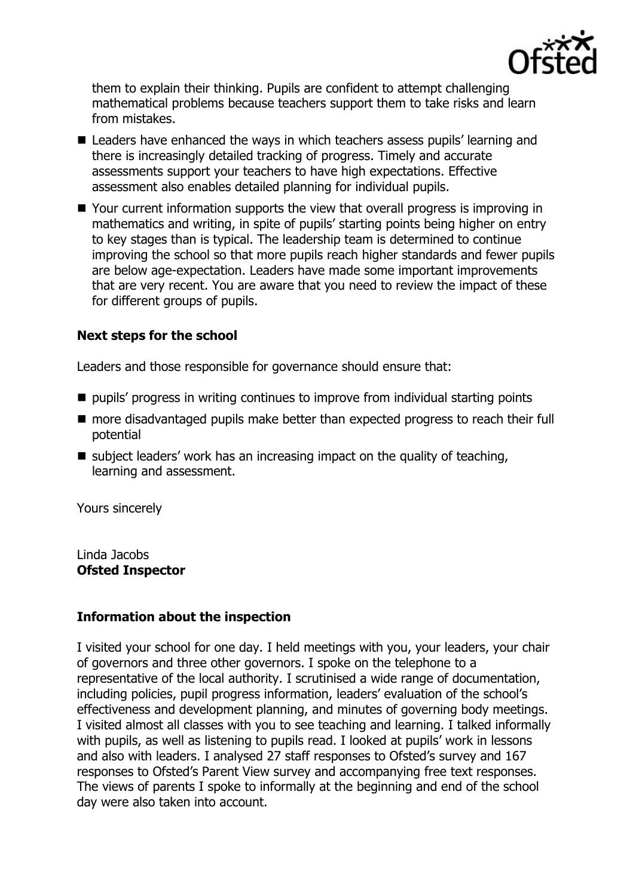them to explain their thinking. Pupils are confident to attempt challenging mathematical problems because teachers support them to take risks and learn from mistakes.

- Leaders have enhanced the ways in which teachers assess pupils' learning and there is increasingly detailed tracking of progress. Timely and accurate assessments support your teachers to have high expectations. Effective assessment also enables detailed planning for individual pupils.
- Your current information supports the view that overall progress is improving in mathematics and writing, in spite of pupils' starting points being higher on entry to key stages than is typical. The leadership team is determined to continue improving the school so that more pupils reach higher standards and fewer pupils are below age-expectation. Leaders have made some important improvements that are very recent. You are aware that you need to review the impact of these for different groups of pupils.

### Next steps for the school

Leaders and those responsible for governance should ensure that:

- pupils' progress in writing continues to improve from individual starting points
- more disadvantaged pupils make better than expected progress to reach their full potential
- subject leaders' work has an increasing impact on the quality of teaching, learning and assessment.

Yours sincerely

Linda Jacobs
**Ofsted Inspector**

### Information about the inspection

I visited your school for one day. I held meetings with you, your leaders, your chair of governors and three other governors. I spoke on the telephone to a representative of the local authority. I scrutinised a wide range of documentation, including policies, pupil progress information, leaders' evaluation of the school's effectiveness and development planning, and minutes of governing body meetings. I visited almost all classes with you to see teaching and learning. I talked informally with pupils, as well as listening to pupils read. I looked at pupils' work in lessons and also with leaders. I analysed 27 staff responses to Ofsted's survey and 167 responses to Ofsted's Parent View survey and accompanying free text responses. The views of parents I spoke to informally at the beginning and end of the school day were also taken into account.